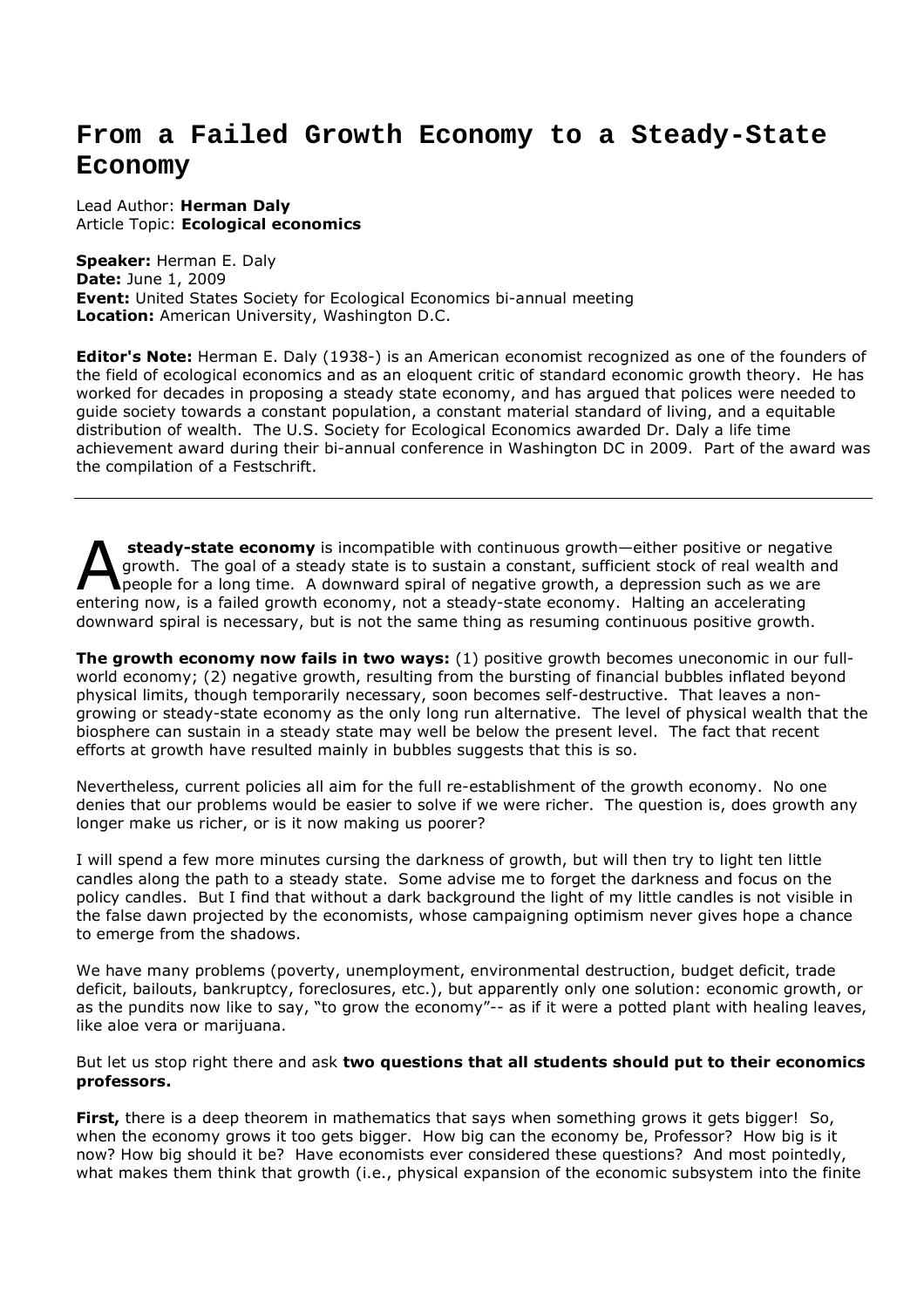# From a Failed Growth Economy to a Steady-State Economy

Lead Author: **Herman Daly**
Article Topic: **Ecological economics**

**Speaker:** Herman E. Daly
**Date:** June 1, 2009
**Event:** United States Society for Ecological Economics bi-annual meeting
**Location:** American University, Washington D.C.

**Editor's Note:** Herman E. Daly (1938-) is an American economist recognized as one of the founders of the field of ecological economics and as an eloquent critic of standard economic growth theory. He has worked for decades in proposing a steady state economy, and has argued that polices were needed to guide society towards a constant population, a constant material standard of living, and a equitable distribution of wealth. The U.S. Society for Ecological Economics awarded Dr. Daly a life time achievement award during their bi-annual conference in Washington DC in 2009. Part of the award was the compilation of a Festschrift.

---

A **steady-state economy** is incompatible with continuous growth—either positive or negative growth. The goal of a steady state is to sustain a constant, sufficient stock of real wealth and people for a long time. A downward spiral of negative growth, a depression such as we are entering now, is a failed growth economy, not a steady-state economy. Halting an accelerating downward spiral is necessary, but is not the same thing as resuming continuous positive growth.

**The growth economy now fails in two ways:** (1) positive growth becomes uneconomic in our full-world economy; (2) negative growth, resulting from the bursting of financial bubbles inflated beyond physical limits, though temporarily necessary, soon becomes self-destructive. That leaves a non-growing or steady-state economy as the only long run alternative. The level of physical wealth that the biosphere can sustain in a steady state may well be below the present level. The fact that recent efforts at growth have resulted mainly in bubbles suggests that this is so.

Nevertheless, current policies all aim for the full re-establishment of the growth economy. No one denies that our problems would be easier to solve if we were richer. The question is, does growth any longer make us richer, or is it now making us poorer?

I will spend a few more minutes cursing the darkness of growth, but will then try to light ten little candles along the path to a steady state. Some advise me to forget the darkness and focus on the policy candles. But I find that without a dark background the light of my little candles is not visible in the false dawn projected by the economists, whose campaigning optimism never gives hope a chance to emerge from the shadows.

We have many problems (poverty, unemployment, environmental destruction, budget deficit, trade deficit, bailouts, bankruptcy, foreclosures, etc.), but apparently only one solution: economic growth, or as the pundits now like to say, "to grow the economy"-- as if it were a potted plant with healing leaves, like aloe vera or marijuana.

But let us stop right there and ask **two questions that all students should put to their economics professors.**

**First,** there is a deep theorem in mathematics that says when something grows it gets bigger! So, when the economy grows it too gets bigger. How big can the economy be, Professor? How big is it now? How big should it be? Have economists ever considered these questions? And most pointedly, what makes them think that growth (i.e., physical expansion of the economic subsystem into the finite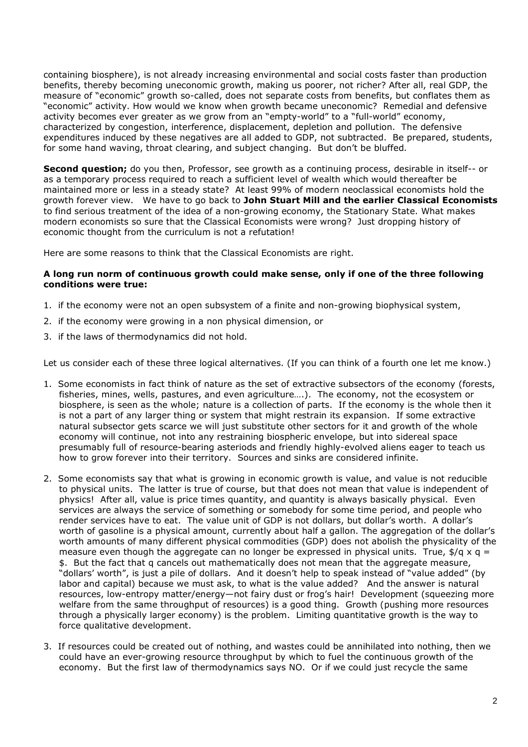containing biosphere), is not already increasing environmental and social costs faster than production benefits, thereby becoming uneconomic growth, making us poorer, not richer? After all, real GDP, the measure of "economic" growth so-called, does not separate costs from benefits, but conflates them as "economic" activity. How would we know when growth became uneconomic? Remedial and defensive activity becomes ever greater as we grow from an "empty-world" to a "full-world" economy, characterized by congestion, interference, displacement, depletion and pollution. The defensive expenditures induced by these negatives are all added to GDP, not subtracted. Be prepared, students, for some hand waving, throat clearing, and subject changing. But don't be bluffed.

**Second question;** do you then, Professor, see growth as a continuing process, desirable in itself-- or as a temporary process required to reach a sufficient level of wealth which would thereafter be maintained more or less in a steady state? At least 99% of modern neoclassical economists hold the growth forever view. We have to go back to **John Stuart Mill and the earlier Classical Economists** to find serious treatment of the idea of a non-growing economy, the Stationary State. What makes modern economists so sure that the Classical Economists were wrong? Just dropping history of economic thought from the curriculum is not a refutation!

Here are some reasons to think that the Classical Economists are right.

**A long run norm of continuous growth could make sense, only if one of the three following conditions were true:**

1. if the economy were not an open subsystem of a finite and non-growing biophysical system,
2. if the economy were growing in a non physical dimension, or
3. if the laws of thermodynamics did not hold.

Let us consider each of these three logical alternatives. (If you can think of a fourth one let me know.)

1. Some economists in fact think of nature as the set of extractive subsectors of the economy (forests, fisheries, mines, wells, pastures, and even agriculture….). The economy, not the ecosystem or biosphere, is seen as the whole; nature is a collection of parts. If the economy is the whole then it is not a part of any larger thing or system that might restrain its expansion. If some extractive natural subsector gets scarce we will just substitute other sectors for it and growth of the whole economy will continue, not into any restraining biospheric envelope, but into sidereal space presumably full of resource-bearing asteriods and friendly highly-evolved aliens eager to teach us how to grow forever into their territory. Sources and sinks are considered infinite.

2. Some economists say that what is growing in economic growth is value, and value is not reducible to physical units. The latter is true of course, but that does not mean that value is independent of physics! After all, value is price times quantity, and quantity is always basically physical. Even services are always the service of something or somebody for some time period, and people who render services have to eat. The value unit of GDP is not dollars, but dollar's worth. A dollar's worth of gasoline is a physical amount, currently about half a gallon. The aggregation of the dollar's worth amounts of many different physical commodities (GDP) does not abolish the physicality of the measure even though the aggregate can no longer be expressed in physical units. True, $\$/q \times q = \$$. But the fact that q cancels out mathematically does not mean that the aggregate measure, "dollars' worth", is just a pile of dollars. And it doesn't help to speak instead of "value added" (by labor and capital) because we must ask, to what is the value added? And the answer is natural resources, low-entropy matter/energy—not fairy dust or frog's hair! Development (squeezing more welfare from the same throughput of resources) is a good thing. Growth (pushing more resources through a physically larger economy) is the problem. Limiting quantitative growth is the way to force qualitative development.

3. If resources could be created out of nothing, and wastes could be annihilated into nothing, then we could have an ever-growing resource throughput by which to fuel the continuous growth of the economy. But the first law of thermodynamics says NO. Or if we could just recycle the same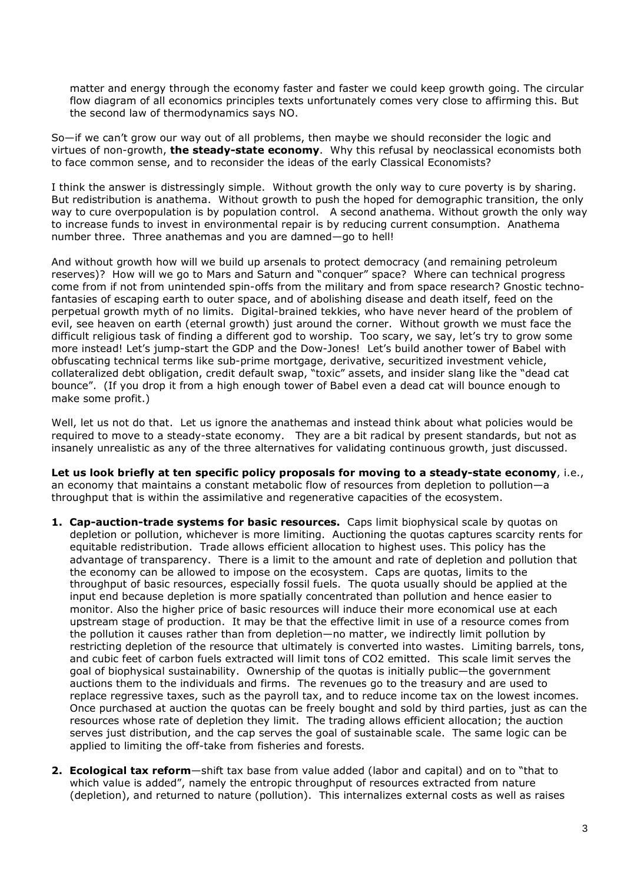matter and energy through the economy faster and faster we could keep growth going. The circular flow diagram of all economics principles texts unfortunately comes very close to affirming this. But the second law of thermodynamics says NO.

So—if we can't grow our way out of all problems, then maybe we should reconsider the logic and virtues of non-growth, **the steady-state economy**. Why this refusal by neoclassical economists both to face common sense, and to reconsider the ideas of the early Classical Economists?

I think the answer is distressingly simple. Without growth the only way to cure poverty is by sharing. But redistribution is anathema. Without growth to push the hoped for demographic transition, the only way to cure overpopulation is by population control. A second anathema. Without growth the only way to increase funds to invest in environmental repair is by reducing current consumption. Anathema number three. Three anathemas and you are damned—go to hell!

And without growth how will we build up arsenals to protect democracy (and remaining petroleum reserves)? How will we go to Mars and Saturn and "conquer" space? Where can technical progress come from if not from unintended spin-offs from the military and from space research? Gnostic techno-fantasies of escaping earth to outer space, and of abolishing disease and death itself, feed on the perpetual growth myth of no limits. Digital-brained tekkies, who have never heard of the problem of evil, see heaven on earth (eternal growth) just around the corner. Without growth we must face the difficult religious task of finding a different god to worship. Too scary, we say, let's try to grow some more instead! Let's jump-start the GDP and the Dow-Jones! Let's build another tower of Babel with obfuscating technical terms like sub-prime mortgage, derivative, securitized investment vehicle, collateralized debt obligation, credit default swap, "toxic" assets, and insider slang like the "dead cat bounce". (If you drop it from a high enough tower of Babel even a dead cat will bounce enough to make some profit.)

Well, let us not do that. Let us ignore the anathemas and instead think about what policies would be required to move to a steady-state economy. They are a bit radical by present standards, but not as insanely unrealistic as any of the three alternatives for validating continuous growth, just discussed.

**Let us look briefly at ten specific policy proposals for moving to a steady-state economy**, i.e., an economy that maintains a constant metabolic flow of resources from depletion to pollution—a throughput that is within the assimilative and regenerative capacities of the ecosystem.

1. **Cap-auction-trade systems for basic resources.** Caps limit biophysical scale by quotas on depletion or pollution, whichever is more limiting. Auctioning the quotas captures scarcity rents for equitable redistribution. Trade allows efficient allocation to highest uses. This policy has the advantage of transparency. There is a limit to the amount and rate of depletion and pollution that the economy can be allowed to impose on the ecosystem. Caps are quotas, limits to the throughput of basic resources, especially fossil fuels. The quota usually should be applied at the input end because depletion is more spatially concentrated than pollution and hence easier to monitor. Also the higher price of basic resources will induce their more economical use at each upstream stage of production. It may be that the effective limit in use of a resource comes from the pollution it causes rather than from depletion—no matter, we indirectly limit pollution by restricting depletion of the resource that ultimately is converted into wastes. Limiting barrels, tons, and cubic feet of carbon fuels extracted will limit tons of $CO_2$ emitted. This scale limit serves the goal of biophysical sustainability. Ownership of the quotas is initially public—the government auctions them to the individuals and firms. The revenues go to the treasury and are used to replace regressive taxes, such as the payroll tax, and to reduce income tax on the lowest incomes. Once purchased at auction the quotas can be freely bought and sold by third parties, just as can the resources whose rate of depletion they limit. The trading allows efficient allocation; the auction serves just distribution, and the cap serves the goal of sustainable scale. The same logic can be applied to limiting the off-take from fisheries and forests.

2. **Ecological tax reform**—shift tax base from value added (labor and capital) and on to "that to which value is added", namely the entropic throughput of resources extracted from nature (depletion), and returned to nature (pollution). This internalizes external costs as well as raises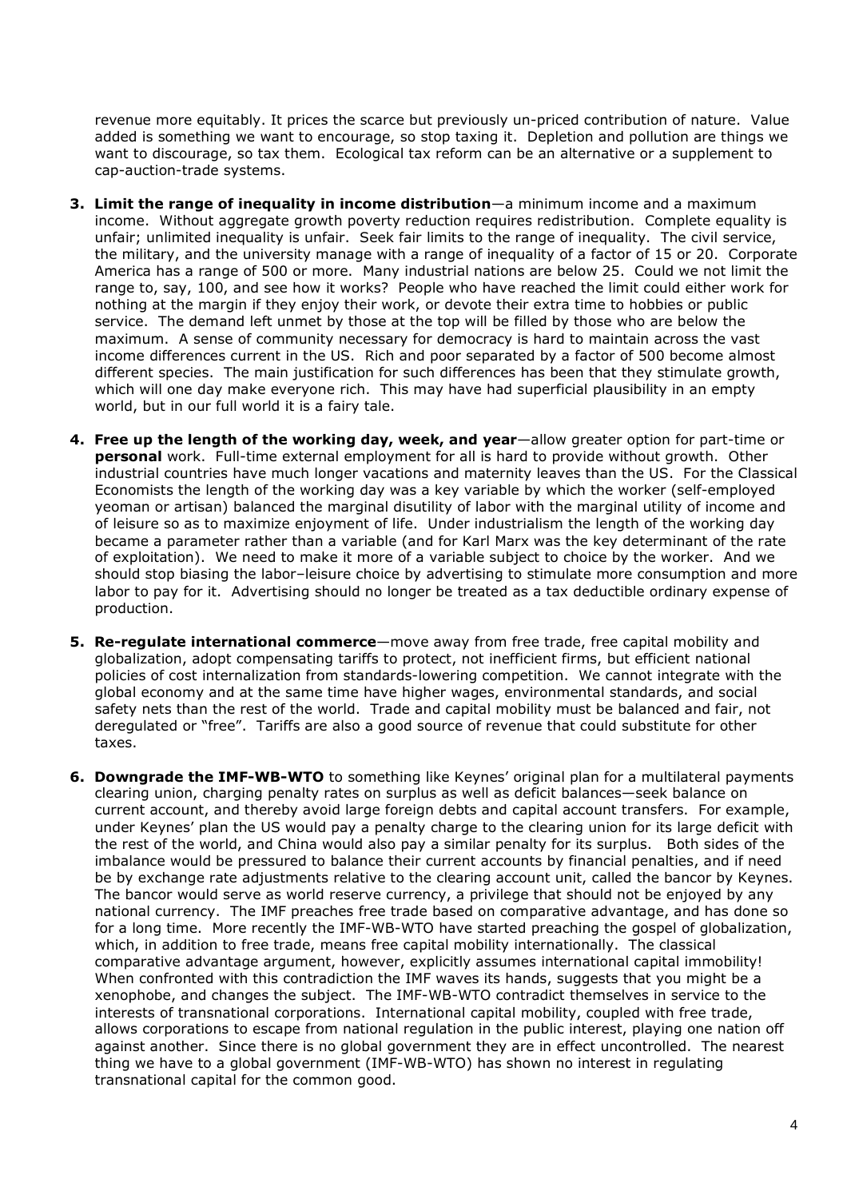revenue more equitably. It prices the scarce but previously un-priced contribution of nature. Value added is something we want to encourage, so stop taxing it. Depletion and pollution are things we want to discourage, so tax them. Ecological tax reform can be an alternative or a supplement to cap-auction-trade systems.

3. **Limit the range of inequality in income distribution**—a minimum income and a maximum income. Without aggregate growth poverty reduction requires redistribution. Complete equality is unfair; unlimited inequality is unfair. Seek fair limits to the range of inequality. The civil service, the military, and the university manage with a range of inequality of a factor of 15 or 20. Corporate America has a range of 500 or more. Many industrial nations are below 25. Could we not limit the range to, say, 100, and see how it works? People who have reached the limit could either work for nothing at the margin if they enjoy their work, or devote their extra time to hobbies or public service. The demand left unmet by those at the top will be filled by those who are below the maximum. A sense of community necessary for democracy is hard to maintain across the vast income differences current in the US. Rich and poor separated by a factor of 500 become almost different species. The main justification for such differences has been that they stimulate growth, which will one day make everyone rich. This may have had superficial plausibility in an empty world, but in our full world it is a fairy tale.

4. **Free up the length of the working day, week, and year**—allow greater option for part-time or **personal** work. Full-time external employment for all is hard to provide without growth. Other industrial countries have much longer vacations and maternity leaves than the US. For the Classical Economists the length of the working day was a key variable by which the worker (self-employed yeoman or artisan) balanced the marginal disutility of labor with the marginal utility of income and of leisure so as to maximize enjoyment of life. Under industrialism the length of the working day became a parameter rather than a variable (and for Karl Marx was the key determinant of the rate of exploitation). We need to make it more of a variable subject to choice by the worker. And we should stop biasing the labor–leisure choice by advertising to stimulate more consumption and more labor to pay for it. Advertising should no longer be treated as a tax deductible ordinary expense of production.

5. **Re-regulate international commerce**—move away from free trade, free capital mobility and globalization, adopt compensating tariffs to protect, not inefficient firms, but efficient national policies of cost internalization from standards-lowering competition. We cannot integrate with the global economy and at the same time have higher wages, environmental standards, and social safety nets than the rest of the world. Trade and capital mobility must be balanced and fair, not deregulated or "free". Tariffs are also a good source of revenue that could substitute for other taxes.

6. **Downgrade the IMF-WB-WTO** to something like Keynes' original plan for a multilateral payments clearing union, charging penalty rates on surplus as well as deficit balances—seek balance on current account, and thereby avoid large foreign debts and capital account transfers. For example, under Keynes' plan the US would pay a penalty charge to the clearing union for its large deficit with the rest of the world, and China would also pay a similar penalty for its surplus. Both sides of the imbalance would be pressured to balance their current accounts by financial penalties, and if need be by exchange rate adjustments relative to the clearing account unit, called the bancor by Keynes. The bancor would serve as world reserve currency, a privilege that should not be enjoyed by any national currency. The IMF preaches free trade based on comparative advantage, and has done so for a long time. More recently the IMF-WB-WTO have started preaching the gospel of globalization, which, in addition to free trade, means free capital mobility internationally. The classical comparative advantage argument, however, explicitly assumes international capital immobility! When confronted with this contradiction the IMF waves its hands, suggests that you might be a xenophobe, and changes the subject. The IMF-WB-WTO contradict themselves in service to the interests of transnational corporations. International capital mobility, coupled with free trade, allows corporations to escape from national regulation in the public interest, playing one nation off against another. Since there is no global government they are in effect uncontrolled. The nearest thing we have to a global government (IMF-WB-WTO) has shown no interest in regulating transnational capital for the common good.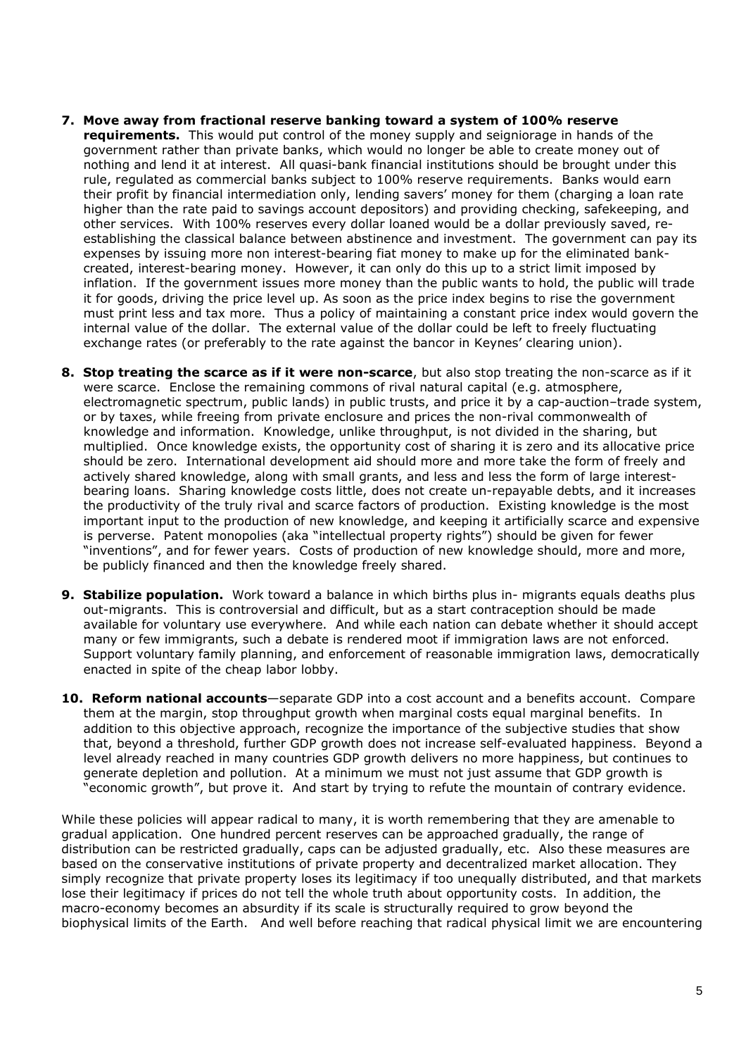7. **Move away from fractional reserve banking toward a system of 100% reserve requirements.** This would put control of the money supply and seigniorage in hands of the government rather than private banks, which would no longer be able to create money out of nothing and lend it at interest. All quasi-bank financial institutions should be brought under this rule, regulated as commercial banks subject to 100% reserve requirements. Banks would earn their profit by financial intermediation only, lending savers' money for them (charging a loan rate higher than the rate paid to savings account depositors) and providing checking, safekeeping, and other services. With 100% reserves every dollar loaned would be a dollar previously saved, re-establishing the classical balance between abstinence and investment. The government can pay its expenses by issuing more non interest-bearing fiat money to make up for the eliminated bank-created, interest-bearing money. However, it can only do this up to a strict limit imposed by inflation. If the government issues more money than the public wants to hold, the public will trade it for goods, driving the price level up. As soon as the price index begins to rise the government must print less and tax more. Thus a policy of maintaining a constant price index would govern the internal value of the dollar. The external value of the dollar could be left to freely fluctuating exchange rates (or preferably to the rate against the bancor in Keynes' clearing union).

8. **Stop treating the scarce as if it were non-scarce**, but also stop treating the non-scarce as if it were scarce. Enclose the remaining commons of rival natural capital (e.g. atmosphere, electromagnetic spectrum, public lands) in public trusts, and price it by a cap-auction–trade system, or by taxes, while freeing from private enclosure and prices the non-rival commonwealth of knowledge and information. Knowledge, unlike throughput, is not divided in the sharing, but multiplied. Once knowledge exists, the opportunity cost of sharing it is zero and its allocative price should be zero. International development aid should more and more take the form of freely and actively shared knowledge, along with small grants, and less and less the form of large interest-bearing loans. Sharing knowledge costs little, does not create un-repayable debts, and it increases the productivity of the truly rival and scarce factors of production. Existing knowledge is the most important input to the production of new knowledge, and keeping it artificially scarce and expensive is perverse. Patent monopolies (aka "intellectual property rights") should be given for fewer "inventions", and for fewer years. Costs of production of new knowledge should, more and more, be publicly financed and then the knowledge freely shared.

9. **Stabilize population.** Work toward a balance in which births plus in- migrants equals deaths plus out-migrants. This is controversial and difficult, but as a start contraception should be made available for voluntary use everywhere. And while each nation can debate whether it should accept many or few immigrants, such a debate is rendered moot if immigration laws are not enforced. Support voluntary family planning, and enforcement of reasonable immigration laws, democratically enacted in spite of the cheap labor lobby.

10. **Reform national accounts**—separate GDP into a cost account and a benefits account. Compare them at the margin, stop throughput growth when marginal costs equal marginal benefits. In addition to this objective approach, recognize the importance of the subjective studies that show that, beyond a threshold, further GDP growth does not increase self-evaluated happiness. Beyond a level already reached in many countries GDP growth delivers no more happiness, but continues to generate depletion and pollution. At a minimum we must not just assume that GDP growth is "economic growth", but prove it. And start by trying to refute the mountain of contrary evidence.

While these policies will appear radical to many, it is worth remembering that they are amenable to gradual application. One hundred percent reserves can be approached gradually, the range of distribution can be restricted gradually, caps can be adjusted gradually, etc. Also these measures are based on the conservative institutions of private property and decentralized market allocation. They simply recognize that private property loses its legitimacy if too unequally distributed, and that markets lose their legitimacy if prices do not tell the whole truth about opportunity costs. In addition, the macro-economy becomes an absurdity if its scale is structurally required to grow beyond the biophysical limits of the Earth. And well before reaching that radical physical limit we are encountering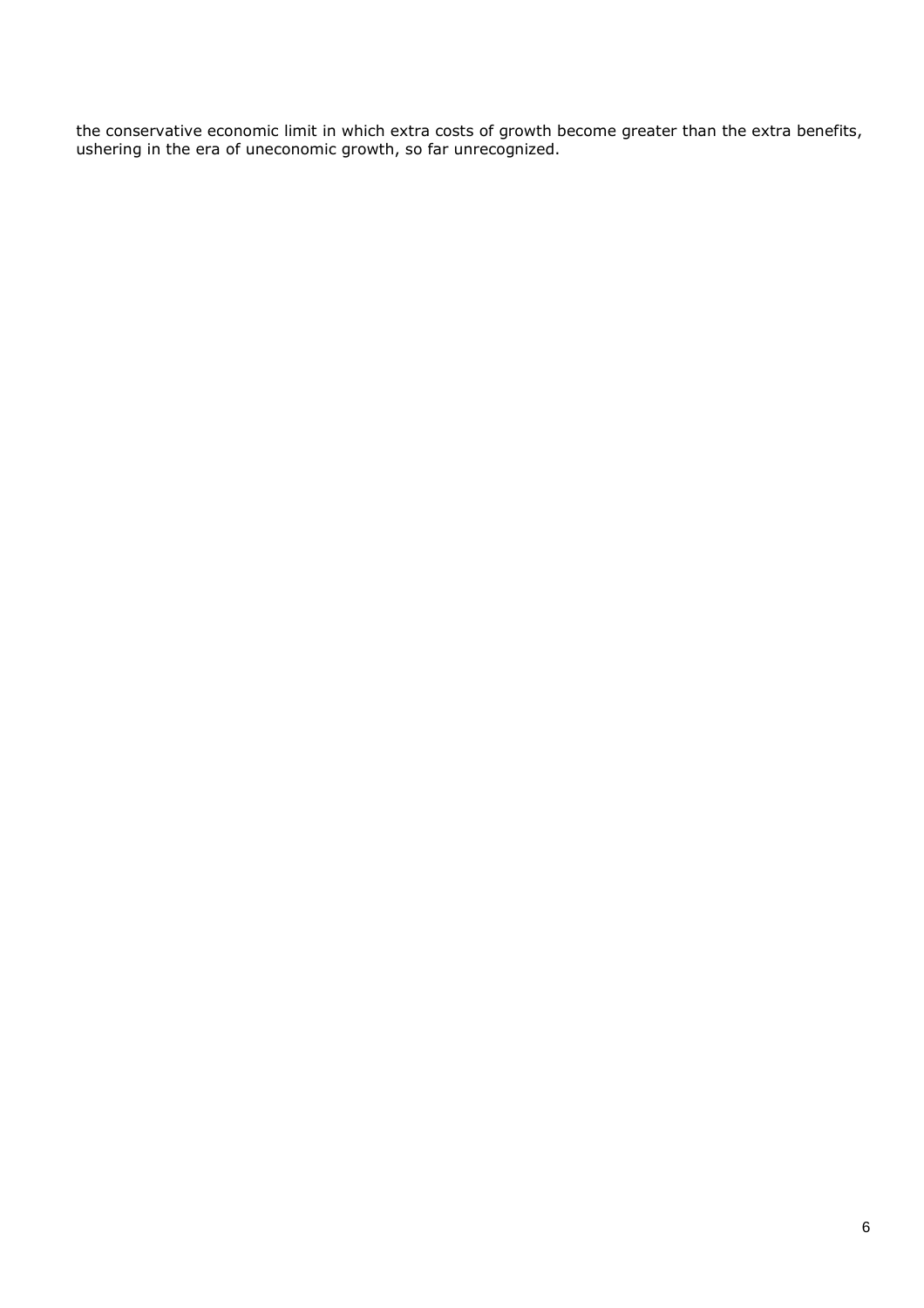the conservative economic limit in which extra costs of growth become greater than the extra benefits, ushering in the era of uneconomic growth, so far unrecognized.